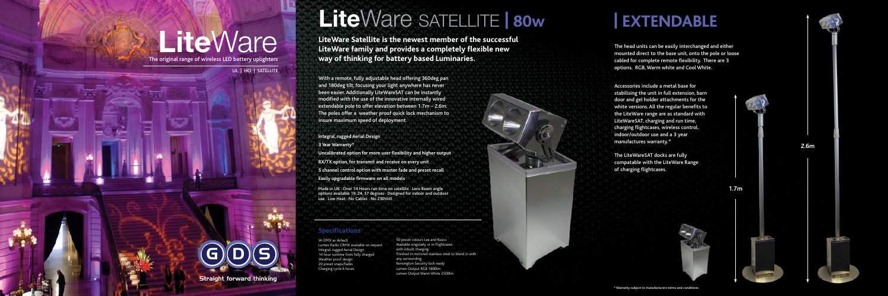# LiteWare

The original range of wireless LED battery uplighters

UL | HO | SATELLITE

GDS

Straight forward thinking

# LiteWare SATELLITE | 80w

**LiteWare Satellite is the newest member of the successful LiteWare family and provides a completely flexible new way of thinking for battery based Luminaries.**

With a remote, fully adjustable head offering 360deg pan and 180deg tilt, focusing your light anywhere has never been easier. Additionally LiteWareSAT can be instantly modified with the use of the innovative internally wired extendable pole to offer elevation between 1.7m – 2.6m. The poles offer a weather proof quick lock mechanism to insure maximum speed of deployment.

**Integral, rugged Aerial Design**

**3 Year Warranty***

**Uncalibrated option for more user flexibility and higher output**

**RX/TX option, for transmit and receive on every unit**

**5 channel control option with master fade and preset recall**

**Easily upgradable firmware on all models**

Made in UK · Over 14 Hours run time on satellite · Lens Beam angle options available 19, 24, 37 degrees · Designed for indoor and outdoor use · Low Heat · No Cables · No 230Volt

## Specifications

W-DMX as default
Lumen Radio CRMX available on request
Integral, rugged Aerial Design
14 hour runtime from fully charged
Weather proof design
20 preset snaps/fades
Charging cycle 6 hours

50 preset colours Lee and Rosco
Available singularly or in Flightcases with inbuilt charging
Finished in mirrored stainless steel to blend in with any surrounding
Kensington Security lock ready
Lumen Output RGB 1800lm
Lumen Output Warm White 2500lm

# | EXTENDABLE

The head units can be easily interchanged and either mounted direct to the base unit, onto the pole or loose cabled for complete remote flexibility. There are 3 options. RGB, Warm white and Cool White.

Accessories include a metal base for stabilising the unit in full extension, barn door and gel holder attachments for the white versions. All the regular benefits to the LiteWare range are as standard with LiteWareSAT, charging and run time, charging flightcases, wireless control, indoor/outdoor use and a 3 year manufactures warranty.*

The LiteWareSAT docks are fully compatable with the LiteWare Range of charging flightcases.

1.7m

2.6m

* Warranty subject to manufacturers terms and conditions.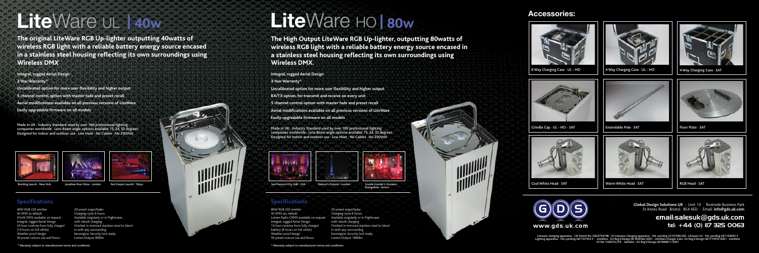# LiteWare UL | 40w

**The original LiteWare RGB Up-lighter outputting 40watts of wireless RGB light with a reliable battery energy source encased in a stainless steel housing reflecting its own surroundings using Wireless DMX**

**Integral, rugged Aerial Design**

**3 Year Warranty***

**Uncalibrated option for more user flexibility and higher output**

**5 channel control option with master fade and preset recall**

**Aerial modifications available on all previous versions of LiteWare**

**Easily upgradable firmware on all models**

Made in UK · Industry Standard used by over 100 professional lighting companies worldwide · Lens Beam angle options available 15, 24, 32 degrees · Designed for indoor and outdoor use · Low Heat · No Cables · No 230Volt

Breitling launch · New York

Jonathan Ross Show · London

Red Carpet Launch · Tokyo

## Specifications

40W RGB LED emitter
W-DMX as default
SHoW DMX available on request
Integral, rugged Aerial Design
24 hour runtime from fully charged (14 hours on full white)
Weather proof design
50 preset colours Lee and Rosco

20 preset snaps/fades
Charging cycle 6 hours
Available singularly or in Flightcases with inbuilt charging
Finished in mirrored stainless steel to blend in with any surrounding
Kensington Security lock ready
Lumen Output 900lm

* Warranty subject to manufacturers terms and conditions.

# LiteWare HO | 80w

**The High Output LiteWare RGB Up-lighter, outputting 80watts of wireless RGB light with a reliable battery energy source encased in a stainless steel housing reflecting its own surroundings using Wireless DMX.**

**Integral, rugged Aerial Design**

**3 Year Warranty***

**Uncalibrated option for more user flexibility and higher output**

**RX/TX option, for transmit and receive on every unit**

**5 channel control option with master fade and preset recall**

**Aerial modifications available on all previous versions of LiteWare**

**Easily upgradable firmware on all models**

Made in UK · Industry Standard used by over 100 professional lighting companies worldwide · Lens Beam angle options available 15, 24, 32 degrees · Designed for indoor and outdoor use · Low Heat · No Cables · No 230Volt

San Francisco City Hall · USA

Nelson's Column · London

Scuola Grande S. Giovanni Evangelista · Venice

## Specifications

80W RGB LED emitter
W-DMX asc default
Lumen Radio CRMX available on request
Integral, rugged Aerial Design
14 hour runtime from fully charged battery (6 hours on full white)
Weather proof design
50 preset colours Lee and Rosco

20 preset snaps/fades
Charging cycle 6 hours
Available singularly or in Flightcases with inbuilt charging
Finished in mirrored stainless steel to blend in with any surrounding
Kensington Security lock ready
Lumen Output 1800lm

* Warranty subject to manufacturers terms and conditions.

## Accessories:

6 Way Charging Case · UL - HO

4 Way Charging Case · UL - HO

4 Way Charging Case · SAT

Grindle Cap · UL - HO - SAT

Extendable Pole · SAT

Floor Plate · SAT

Cool White Head · SAT

Warm White Head · SAT

RGB Head · SAT

GDS

www.gds.uk.com

**Global Design Solutions UK** · Unit 13 · Riverside Business Park
St Annes Road · Bristol · BS4 4ED · Email: **info@gds.uk.com**

**email:salesuk@gds.uk.com**
**tel: +44 (0) 117 325 0063**

Liteware charging apparatus - UK Patent No. GB2473474B · US Liteware charging apparatus - Pat. pending US12/598,330 · Liteware V2 - Pat. pending GB1103835.3
Lighting apparatus - Pat. pending GB1107353.3 · LiteWare - EU Reg'd Design 001600362-0001 · LiteWare Charger Case- EU Reg'd Design 001774555-0001 · LiteWare
US Pat. USD616,579 · Satellite - EU Reg'd Design 001868811-0001